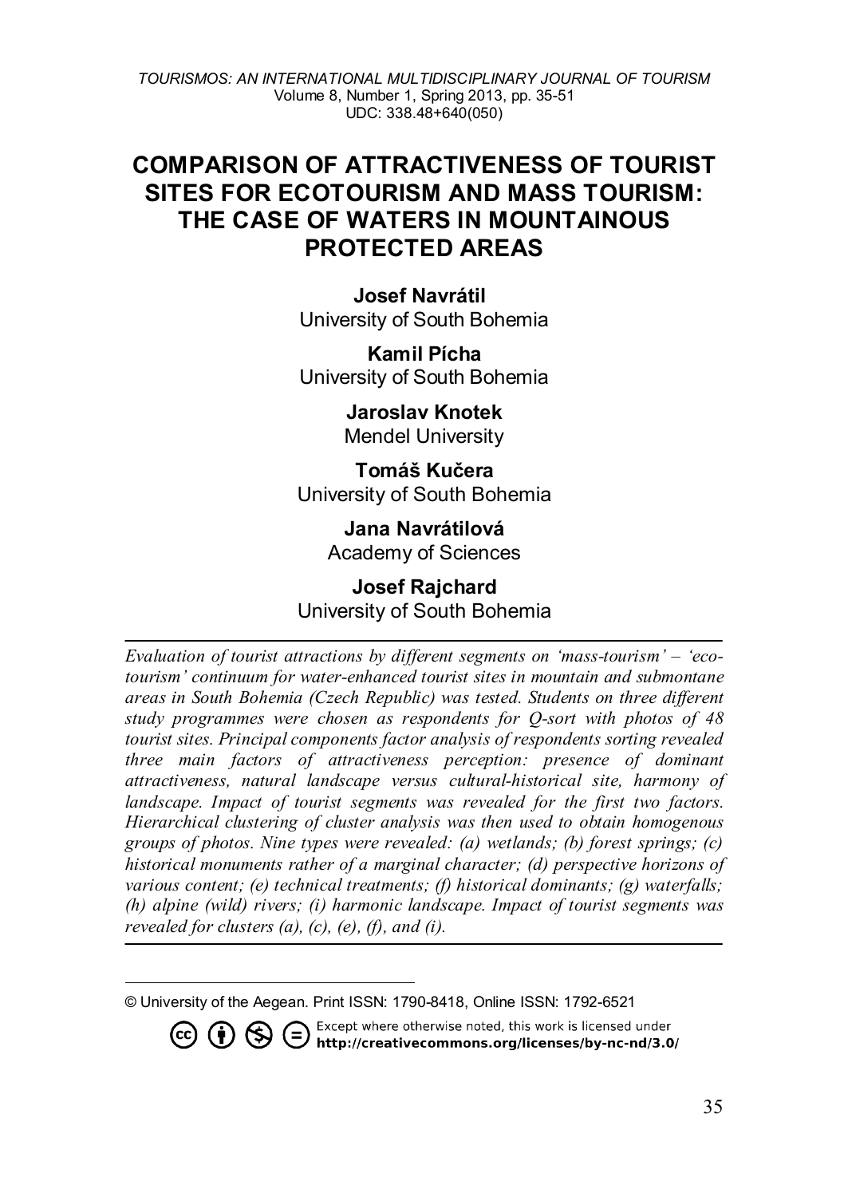# COMPARISON OF ATTRACTIVENESS OF TOURIST SITES FOR ECOTOURISM AND MASS TOURISM: THE CASE OF WATERS IN MOUNTAINOUS PROTECTED AREAS

**Josef Navrátil**
University of South Bohemia

**Kamil Pícha**
University of South Bohemia

**Jaroslav Knotek**
Mendel University

**Tomáš Kučera**
University of South Bohemia

**Jana Navrátilová**
Academy of Sciences

**Josef Rajchard**
University of South Bohemia

---

*Evaluation of tourist attractions by different segments on 'mass-tourism' – 'eco-tourism' continuum for water-enhanced tourist sites in mountain and submontane areas in South Bohemia (Czech Republic) was tested. Students on three different study programmes were chosen as respondents for Q-sort with photos of 48 tourist sites. Principal components factor analysis of respondents sorting revealed three main factors of attractiveness perception: presence of dominant attractiveness, natural landscape versus cultural-historical site, harmony of landscape. Impact of tourist segments was revealed for the first two factors. Hierarchical clustering of cluster analysis was then used to obtain homogenous groups of photos. Nine types were revealed: (a) wetlands; (b) forest springs; (c) historical monuments rather of a marginal character; (d) perspective horizons of various content; (e) technical treatments; (f) historical dominants; (g) waterfalls; (h) alpine (wild) rivers; (i) harmonic landscape. Impact of tourist segments was revealed for clusters (a), (c), (e), (f), and (i).*

---

© University of the Aegean. Print ISSN: 1790-8418, Online ISSN: 1792-6521

Except where otherwise noted, this work is licensed under **http://creativecommons.org/licenses/by-nc-nd/3.0/**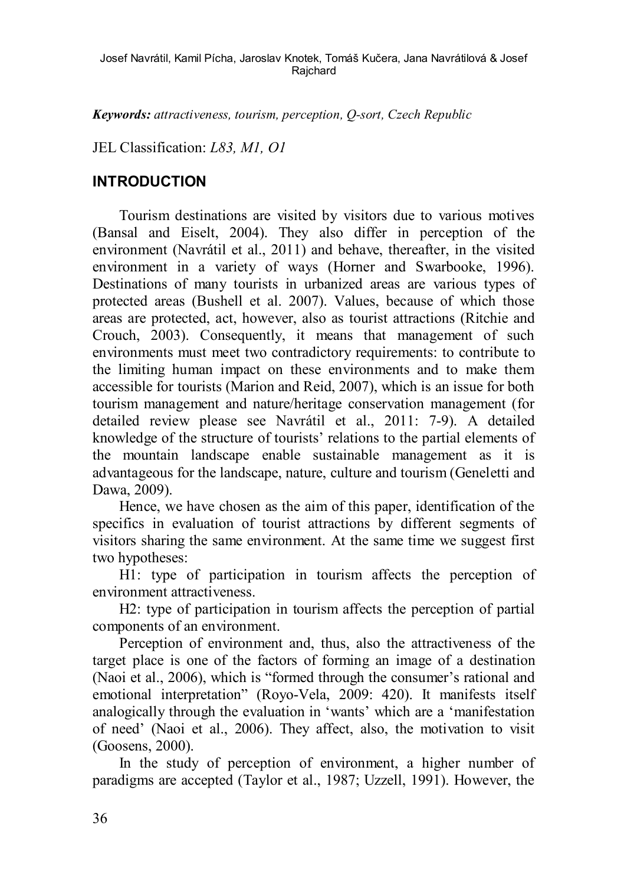***Keywords:*** *attractiveness, tourism, perception, Q-sort, Czech Republic*

JEL Classification: *L83, M1, O1*

## INTRODUCTION

Tourism destinations are visited by visitors due to various motives (Bansal and Eiselt, 2004). They also differ in perception of the environment (Navrátil et al., 2011) and behave, thereafter, in the visited environment in a variety of ways (Horner and Swarbooke, 1996). Destinations of many tourists in urbanized areas are various types of protected areas (Bushell et al. 2007). Values, because of which those areas are protected, act, however, also as tourist attractions (Ritchie and Crouch, 2003). Consequently, it means that management of such environments must meet two contradictory requirements: to contribute to the limiting human impact on these environments and to make them accessible for tourists (Marion and Reid, 2007), which is an issue for both tourism management and nature/heritage conservation management (for detailed review please see Navrátil et al., 2011: 7-9). A detailed knowledge of the structure of tourists' relations to the partial elements of the mountain landscape enable sustainable management as it is advantageous for the landscape, nature, culture and tourism (Geneletti and Dawa, 2009).

Hence, we have chosen as the aim of this paper, identification of the specifics in evaluation of tourist attractions by different segments of visitors sharing the same environment. At the same time we suggest first two hypotheses:

H1: type of participation in tourism affects the perception of environment attractiveness.

H2: type of participation in tourism affects the perception of partial components of an environment.

Perception of environment and, thus, also the attractiveness of the target place is one of the factors of forming an image of a destination (Naoi et al., 2006), which is "formed through the consumer's rational and emotional interpretation" (Royo-Vela, 2009: 420). It manifests itself analogically through the evaluation in 'wants' which are a 'manifestation of need' (Naoi et al., 2006). They affect, also, the motivation to visit (Goosens, 2000).

In the study of perception of environment, a higher number of paradigms are accepted (Taylor et al., 1987; Uzzell, 1991). However, the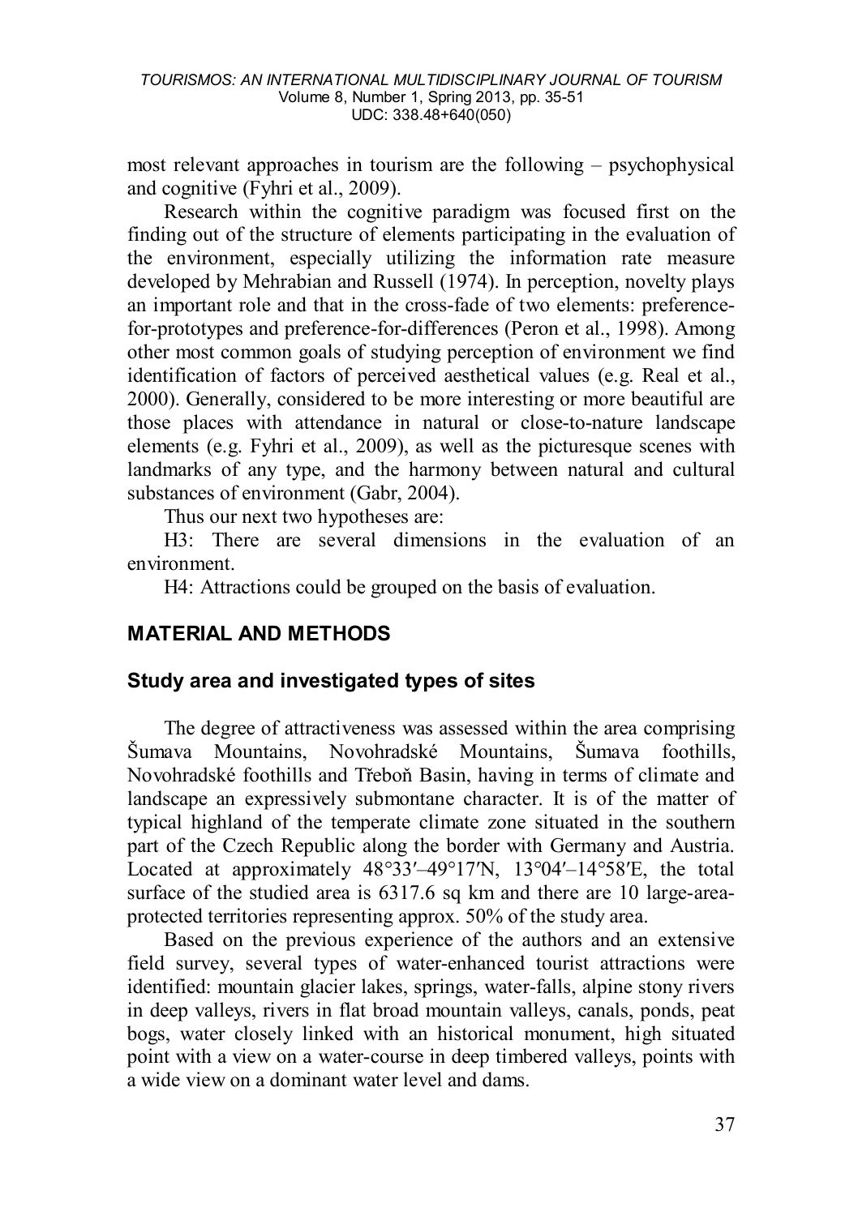most relevant approaches in tourism are the following – psychophysical and cognitive (Fyhri et al., 2009).

Research within the cognitive paradigm was focused first on the finding out of the structure of elements participating in the evaluation of the environment, especially utilizing the information rate measure developed by Mehrabian and Russell (1974). In perception, novelty plays an important role and that in the cross-fade of two elements: preference-for-prototypes and preference-for-differences (Peron et al., 1998). Among other most common goals of studying perception of environment we find identification of factors of perceived aesthetical values (e.g. Real et al., 2000). Generally, considered to be more interesting or more beautiful are those places with attendance in natural or close-to-nature landscape elements (e.g. Fyhri et al., 2009), as well as the picturesque scenes with landmarks of any type, and the harmony between natural and cultural substances of environment (Gabr, 2004).

Thus our next two hypotheses are:

H3: There are several dimensions in the evaluation of an environment.

H4: Attractions could be grouped on the basis of evaluation.

## MATERIAL AND METHODS

### Study area and investigated types of sites

The degree of attractiveness was assessed within the area comprising Šumava Mountains, Novohradské Mountains, Šumava foothills, Novohradské foothills and Třeboň Basin, having in terms of climate and landscape an expressively submontane character. It is of the matter of typical highland of the temperate climate zone situated in the southern part of the Czech Republic along the border with Germany and Austria. Located at approximately 48°33′–49°17′N, 13°04′–14°58′E, the total surface of the studied area is 6317.6 sq km and there are 10 large-area-protected territories representing approx. 50% of the study area.

Based on the previous experience of the authors and an extensive field survey, several types of water-enhanced tourist attractions were identified: mountain glacier lakes, springs, water-falls, alpine stony rivers in deep valleys, rivers in flat broad mountain valleys, canals, ponds, peat bogs, water closely linked with an historical monument, high situated point with a view on a water-course in deep timbered valleys, points with a wide view on a dominant water level and dams.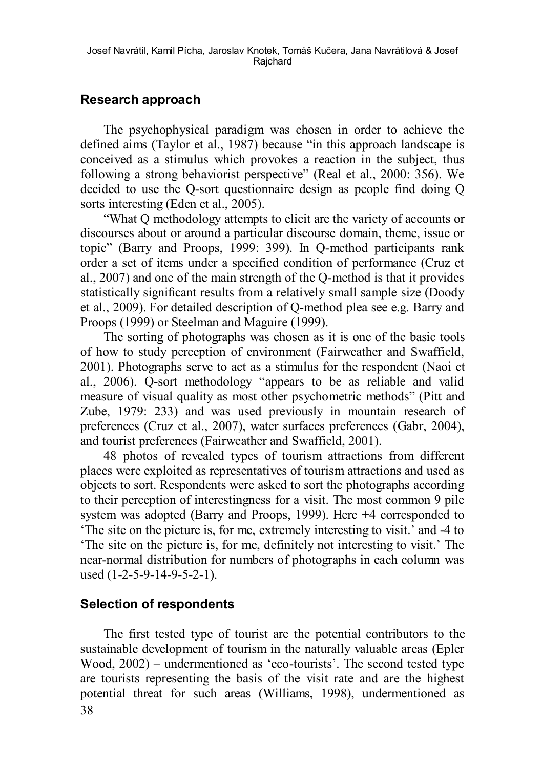## Research approach

The psychophysical paradigm was chosen in order to achieve the defined aims (Taylor et al., 1987) because "in this approach landscape is conceived as a stimulus which provokes a reaction in the subject, thus following a strong behaviorist perspective" (Real et al., 2000: 356). We decided to use the Q-sort questionnaire design as people find doing Q sorts interesting (Eden et al., 2005).

"What Q methodology attempts to elicit are the variety of accounts or discourses about or around a particular discourse domain, theme, issue or topic" (Barry and Proops, 1999: 399). In Q-method participants rank order a set of items under a specified condition of performance (Cruz et al., 2007) and one of the main strength of the Q-method is that it provides statistically significant results from a relatively small sample size (Doody et al., 2009). For detailed description of Q-method plea see e.g. Barry and Proops (1999) or Steelman and Maguire (1999).

The sorting of photographs was chosen as it is one of the basic tools of how to study perception of environment (Fairweather and Swaffield, 2001). Photographs serve to act as a stimulus for the respondent (Naoi et al., 2006). Q-sort methodology "appears to be as reliable and valid measure of visual quality as most other psychometric methods" (Pitt and Zube, 1979: 233) and was used previously in mountain research of preferences (Cruz et al., 2007), water surfaces preferences (Gabr, 2004), and tourist preferences (Fairweather and Swaffield, 2001).

48 photos of revealed types of tourism attractions from different places were exploited as representatives of tourism attractions and used as objects to sort. Respondents were asked to sort the photographs according to their perception of interestingness for a visit. The most common 9 pile system was adopted (Barry and Proops, 1999). Here +4 corresponded to 'The site on the picture is, for me, extremely interesting to visit.' and -4 to 'The site on the picture is, for me, definitely not interesting to visit.' The near-normal distribution for numbers of photographs in each column was used (1-2-5-9-14-9-5-2-1).

## Selection of respondents

The first tested type of tourist are the potential contributors to the sustainable development of tourism in the naturally valuable areas (Epler Wood, 2002) – undermentioned as 'eco-tourists'. The second tested type are tourists representing the basis of the visit rate and are the highest potential threat for such areas (Williams, 1998), undermentioned as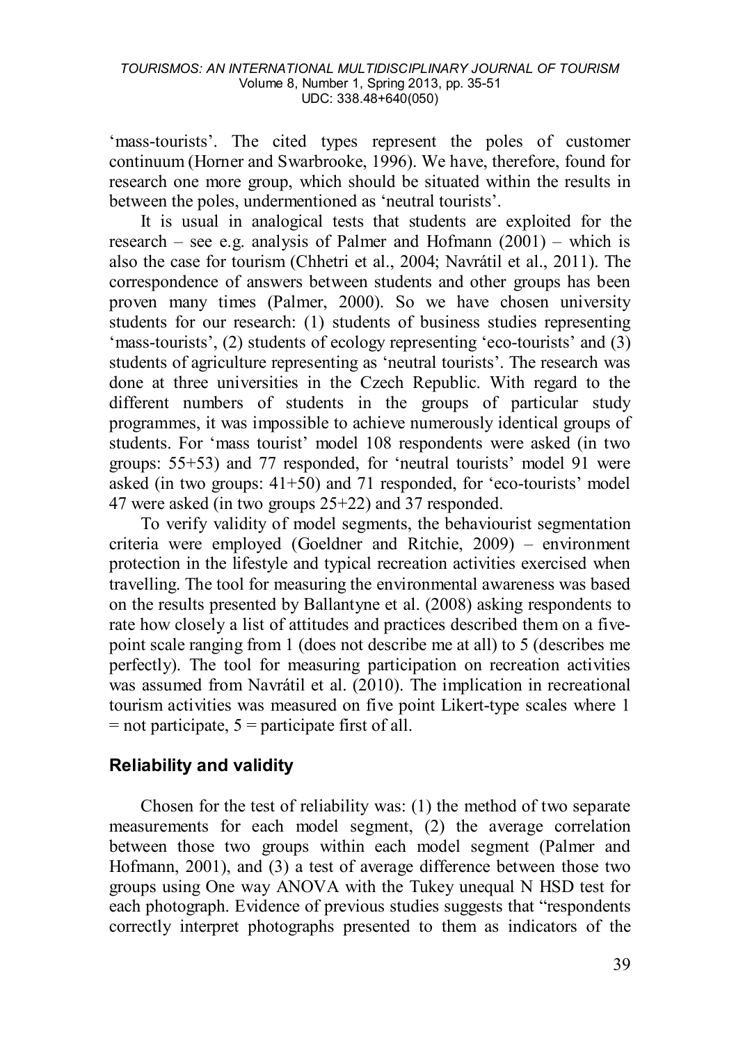'mass-tourists'. The cited types represent the poles of customer continuum (Horner and Swarbrooke, 1996). We have, therefore, found for research one more group, which should be situated within the results in between the poles, undermentioned as 'neutral tourists'.

It is usual in analogical tests that students are exploited for the research – see e.g. analysis of Palmer and Hofmann (2001) – which is also the case for tourism (Chhetri et al., 2004; Navrátil et al., 2011). The correspondence of answers between students and other groups has been proven many times (Palmer, 2000). So we have chosen university students for our research: (1) students of business studies representing 'mass-tourists', (2) students of ecology representing 'eco-tourists' and (3) students of agriculture representing as 'neutral tourists'. The research was done at three universities in the Czech Republic. With regard to the different numbers of students in the groups of particular study programmes, it was impossible to achieve numerously identical groups of students. For 'mass tourist' model 108 respondents were asked (in two groups: 55+53) and 77 responded, for 'neutral tourists' model 91 were asked (in two groups: 41+50) and 71 responded, for 'eco-tourists' model 47 were asked (in two groups 25+22) and 37 responded.

To verify validity of model segments, the behaviourist segmentation criteria were employed (Goeldner and Ritchie, 2009) – environment protection in the lifestyle and typical recreation activities exercised when travelling. The tool for measuring the environmental awareness was based on the results presented by Ballantyne et al. (2008) asking respondents to rate how closely a list of attitudes and practices described them on a five-point scale ranging from 1 (does not describe me at all) to 5 (describes me perfectly). The tool for measuring participation on recreation activities was assumed from Navrátil et al. (2010). The implication in recreational tourism activities was measured on five point Likert-type scales where 1 = not participate, 5 = participate first of all.

## Reliability and validity

Chosen for the test of reliability was: (1) the method of two separate measurements for each model segment, (2) the average correlation between those two groups within each model segment (Palmer and Hofmann, 2001), and (3) a test of average difference between those two groups using One way ANOVA with the Tukey unequal N HSD test for each photograph. Evidence of previous studies suggests that "respondents correctly interpret photographs presented to them as indicators of the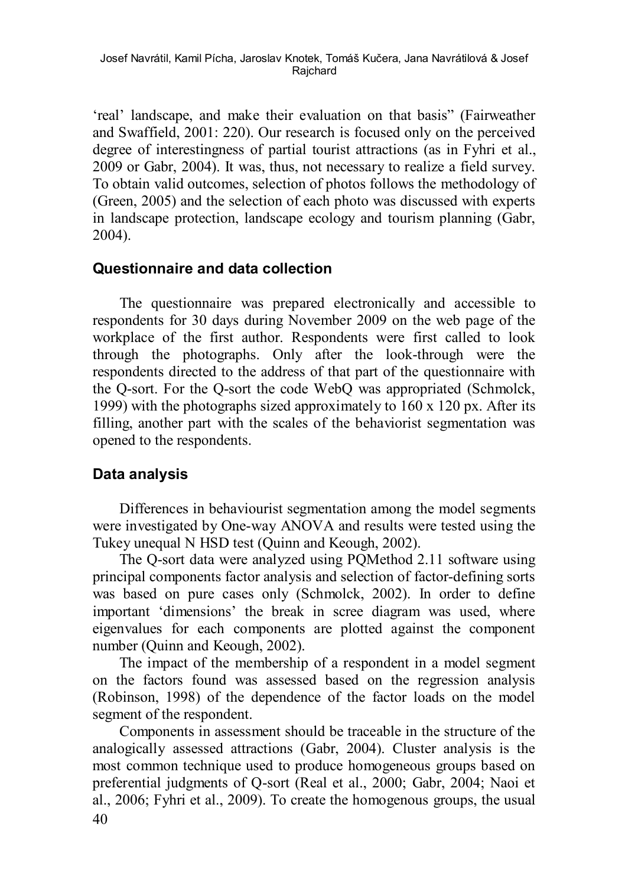'real' landscape, and make their evaluation on that basis" (Fairweather and Swaffield, 2001: 220). Our research is focused only on the perceived degree of interestingness of partial tourist attractions (as in Fyhri et al., 2009 or Gabr, 2004). It was, thus, not necessary to realize a field survey. To obtain valid outcomes, selection of photos follows the methodology of (Green, 2005) and the selection of each photo was discussed with experts in landscape protection, landscape ecology and tourism planning (Gabr, 2004).

## Questionnaire and data collection

The questionnaire was prepared electronically and accessible to respondents for 30 days during November 2009 on the web page of the workplace of the first author. Respondents were first called to look through the photographs. Only after the look-through were the respondents directed to the address of that part of the questionnaire with the Q-sort. For the Q-sort the code WebQ was appropriated (Schmolck, 1999) with the photographs sized approximately to 160 x 120 px. After its filling, another part with the scales of the behaviorist segmentation was opened to the respondents.

## Data analysis

Differences in behaviourist segmentation among the model segments were investigated by One-way ANOVA and results were tested using the Tukey unequal N HSD test (Quinn and Keough, 2002).

The Q-sort data were analyzed using PQMethod 2.11 software using principal components factor analysis and selection of factor-defining sorts was based on pure cases only (Schmolck, 2002). In order to define important 'dimensions' the break in scree diagram was used, where eigenvalues for each components are plotted against the component number (Quinn and Keough, 2002).

The impact of the membership of a respondent in a model segment on the factors found was assessed based on the regression analysis (Robinson, 1998) of the dependence of the factor loads on the model segment of the respondent.

Components in assessment should be traceable in the structure of the analogically assessed attractions (Gabr, 2004). Cluster analysis is the most common technique used to produce homogeneous groups based on preferential judgments of Q-sort (Real et al., 2000; Gabr, 2004; Naoi et al., 2006; Fyhri et al., 2009). To create the homogenous groups, the usual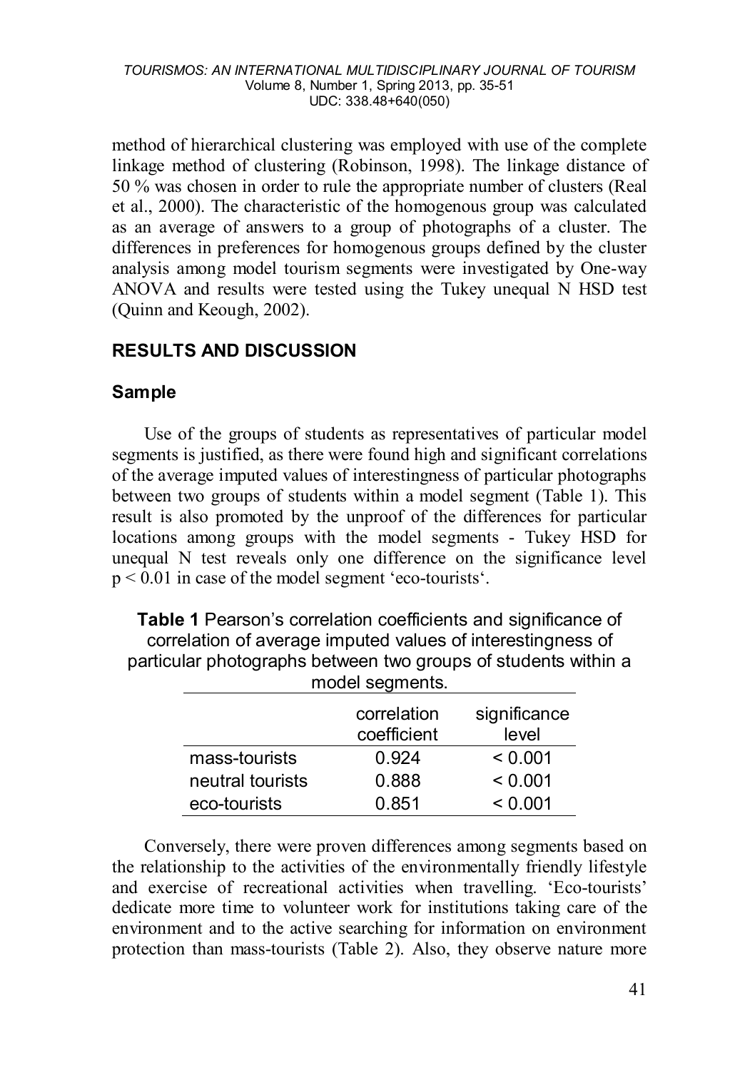method of hierarchical clustering was employed with use of the complete linkage method of clustering (Robinson, 1998). The linkage distance of 50 % was chosen in order to rule the appropriate number of clusters (Real et al., 2000). The characteristic of the homogenous group was calculated as an average of answers to a group of photographs of a cluster. The differences in preferences for homogenous groups defined by the cluster analysis among model tourism segments were investigated by One-way ANOVA and results were tested using the Tukey unequal N HSD test (Quinn and Keough, 2002).

## RESULTS AND DISCUSSION

### Sample

Use of the groups of students as representatives of particular model segments is justified, as there were found high and significant correlations of the average imputed values of interestingness of particular photographs between two groups of students within a model segment (Table 1). This result is also promoted by the unproof of the differences for particular locations among groups with the model segments - Tukey HSD for unequal N test reveals only one difference on the significance level $p < 0.01$ in case of the model segment 'eco-tourists'.

**Table 1** Pearson's correlation coefficients and significance of correlation of average imputed values of interestingness of particular photographs between two groups of students within a model segments.

| | correlation coefficient | significance level |
|---|---|---|
| mass-tourists | 0.924 | < 0.001 |
| neutral tourists | 0.888 | < 0.001 |
| eco-tourists | 0.851 | < 0.001 |

Conversely, there were proven differences among segments based on the relationship to the activities of the environmentally friendly lifestyle and exercise of recreational activities when travelling. 'Eco-tourists' dedicate more time to volunteer work for institutions taking care of the environment and to the active searching for information on environment protection than mass-tourists (Table 2). Also, they observe nature more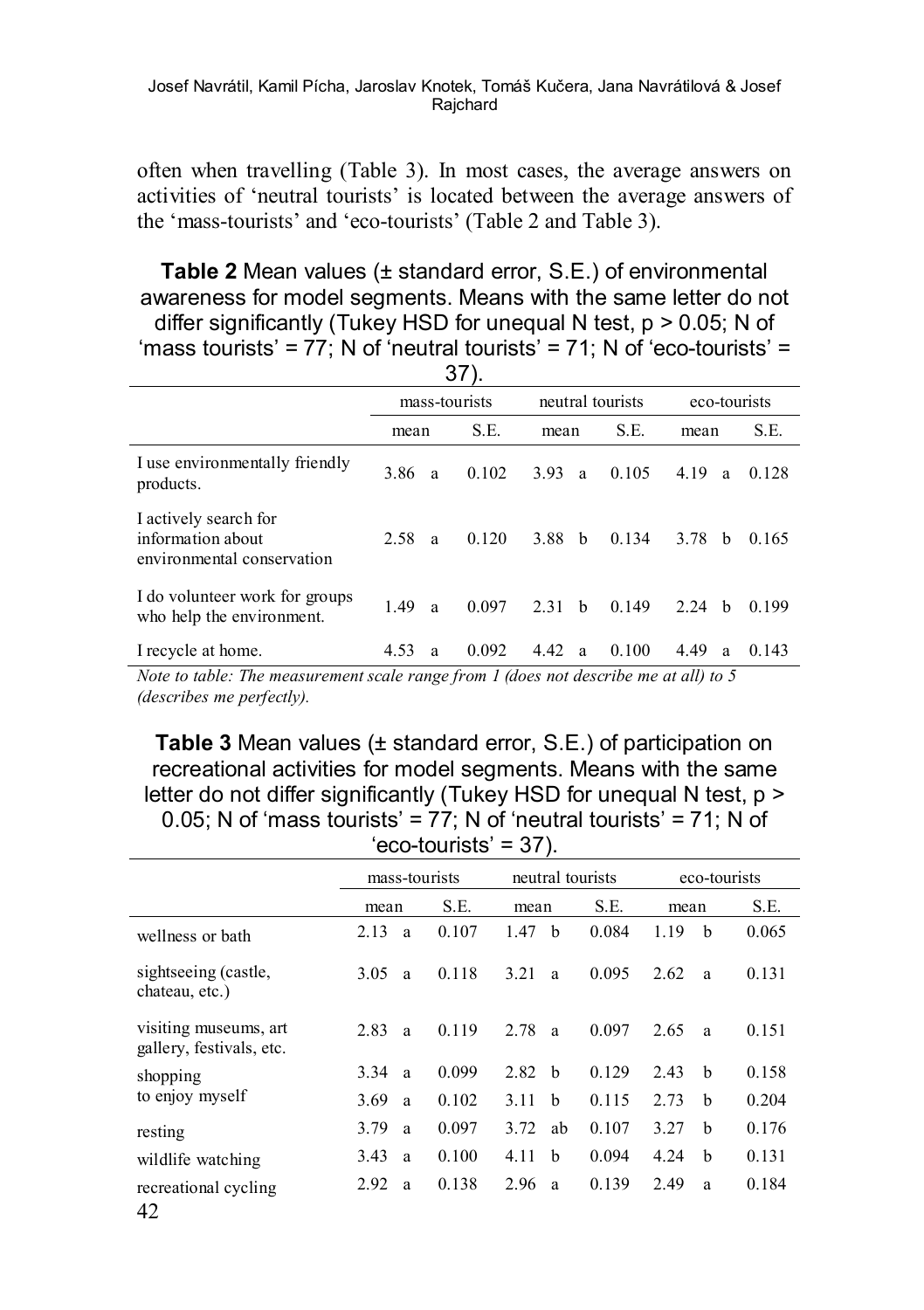often when travelling (Table 3). In most cases, the average answers on activities of 'neutral tourists' is located between the average answers of the 'mass-tourists' and 'eco-tourists' (Table 2 and Table 3).

**Table 2** Mean values (± standard error, S.E.) of environmental awareness for model segments. Means with the same letter do not differ significantly (Tukey HSD for unequal N test, $p > 0.05$; N of 'mass tourists' = 77; N of 'neutral tourists' = 71; N of 'eco-tourists' = 37).

| | mass-tourists | | | neutral tourists | | | eco-tourists | | |
|---|---|---|---|---|---|---|---|---|---|
| | mean | | S.E. | mean | | S.E. | mean | | S.E. |
| I use environmentally friendly products. | 3.86 | a | 0.102 | 3.93 | a | 0.105 | 4.19 | a | 0.128 |
| I actively search for information about environmental conservation | 2.58 | a | 0.120 | 3.88 | b | 0.134 | 3.78 | b | 0.165 |
| I do volunteer work for groups who help the environment. | 1.49 | a | 0.097 | 2.31 | b | 0.149 | 2.24 | b | 0.199 |
| I recycle at home. | 4.53 | a | 0.092 | 4.42 | a | 0.100 | 4.49 | a | 0.143 |

*Note to table: The measurement scale range from 1 (does not describe me at all) to 5 (describes me perfectly).*

**Table 3** Mean values (± standard error, S.E.) of participation on recreational activities for model segments. Means with the same letter do not differ significantly (Tukey HSD for unequal N test, $p > 0.05$; N of 'mass tourists' = 77; N of 'neutral tourists' = 71; N of 'eco-tourists' = 37).

| | mass-tourists | | | neutral tourists | | | eco-tourists | | |
|---|---|---|---|---|---|---|---|---|---|
| | mean | | S.E. | mean | | S.E. | mean | | S.E. |
| wellness or bath | 2.13 | a | 0.107 | 1.47 | b | 0.084 | 1.19 | b | 0.065 |
| sightseeing (castle, chateau, etc.) | 3.05 | a | 0.118 | 3.21 | a | 0.095 | 2.62 | a | 0.131 |
| visiting museums, art gallery, festivals, etc. | 2.83 | a | 0.119 | 2.78 | a | 0.097 | 2.65 | a | 0.151 |
| shopping | 3.34 | a | 0.099 | 2.82 | b | 0.129 | 2.43 | b | 0.158 |
| to enjoy myself | 3.69 | a | 0.102 | 3.11 | b | 0.115 | 2.73 | b | 0.204 |
| resting | 3.79 | a | 0.097 | 3.72 | ab | 0.107 | 3.27 | b | 0.176 |
| wildlife watching | 3.43 | a | 0.100 | 4.11 | b | 0.094 | 4.24 | b | 0.131 |
| recreational cycling | 2.92 | a | 0.138 | 2.96 | a | 0.139 | 2.49 | a | 0.184 |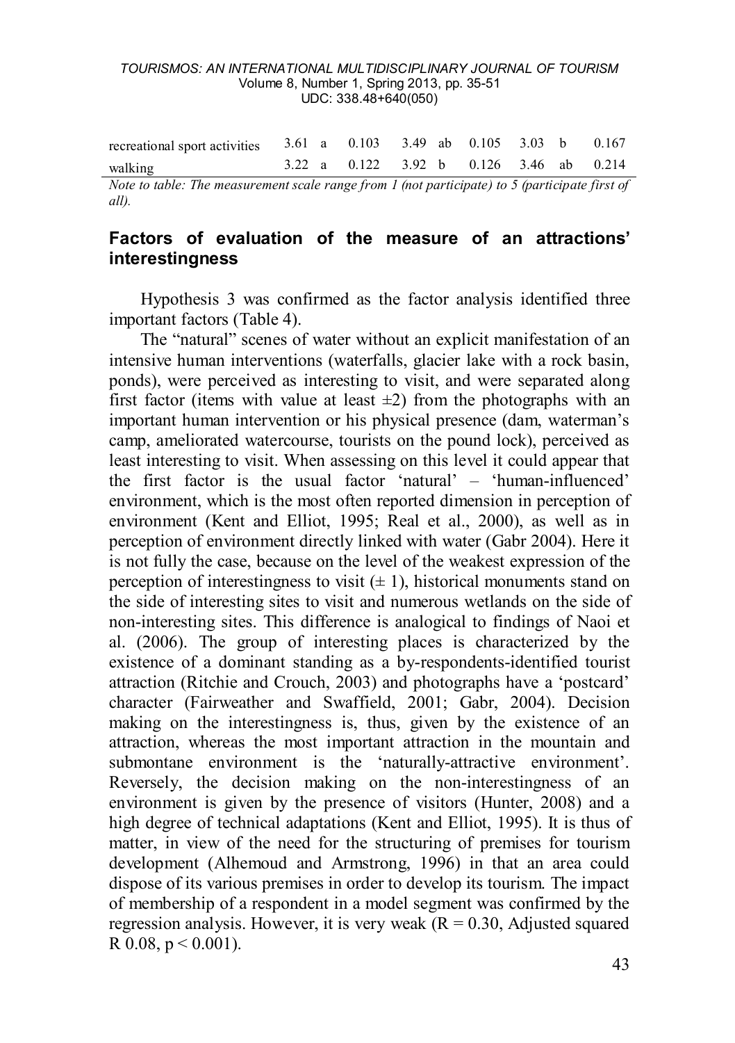| | | | | | | | | |
|---|---|---|---|---|---|---|---|---|
| recreational sport activities | 3.61 | a | 0.103 | 3.49 | ab | 0.105 | 3.03 | b | 0.167 |
| walking | 3.22 | a | 0.122 | 3.92 | b | 0.126 | 3.46 | ab | 0.214 |

*Note to table: The measurement scale range from 1 (not participate) to 5 (participate first of all).*

## Factors of evaluation of the measure of an attractions' interestingness

Hypothesis 3 was confirmed as the factor analysis identified three important factors (Table 4).

The "natural" scenes of water without an explicit manifestation of an intensive human interventions (waterfalls, glacier lake with a rock basin, ponds), were perceived as interesting to visit, and were separated along first factor (items with value at least ±2) from the photographs with an important human intervention or his physical presence (dam, waterman's camp, ameliorated watercourse, tourists on the pound lock), perceived as least interesting to visit. When assessing on this level it could appear that the first factor is the usual factor 'natural' – 'human-influenced' environment, which is the most often reported dimension in perception of environment (Kent and Elliot, 1995; Real et al., 2000), as well as in perception of environment directly linked with water (Gabr 2004). Here it is not fully the case, because on the level of the weakest expression of the perception of interestingness to visit (± 1), historical monuments stand on the side of interesting sites to visit and numerous wetlands on the side of non-interesting sites. This difference is analogical to findings of Naoi et al. (2006). The group of interesting places is characterized by the existence of a dominant standing as a by-respondents-identified tourist attraction (Ritchie and Crouch, 2003) and photographs have a 'postcard' character (Fairweather and Swaffield, 2001; Gabr, 2004). Decision making on the interestingness is, thus, given by the existence of an attraction, whereas the most important attraction in the mountain and submontane environment is the 'naturally-attractive environment'. Reversely, the decision making on the non-interestingness of an environment is given by the presence of visitors (Hunter, 2008) and a high degree of technical adaptations (Kent and Elliot, 1995). It is thus of matter, in view of the need for the structuring of premises for tourism development (Alhemoud and Armstrong, 1996) in that an area could dispose of its various premises in order to develop its tourism. The impact of membership of a respondent in a model segment was confirmed by the regression analysis. However, it is very weak ($R = 0.30$, Adjusted squared R 0.08, $p < 0.001$).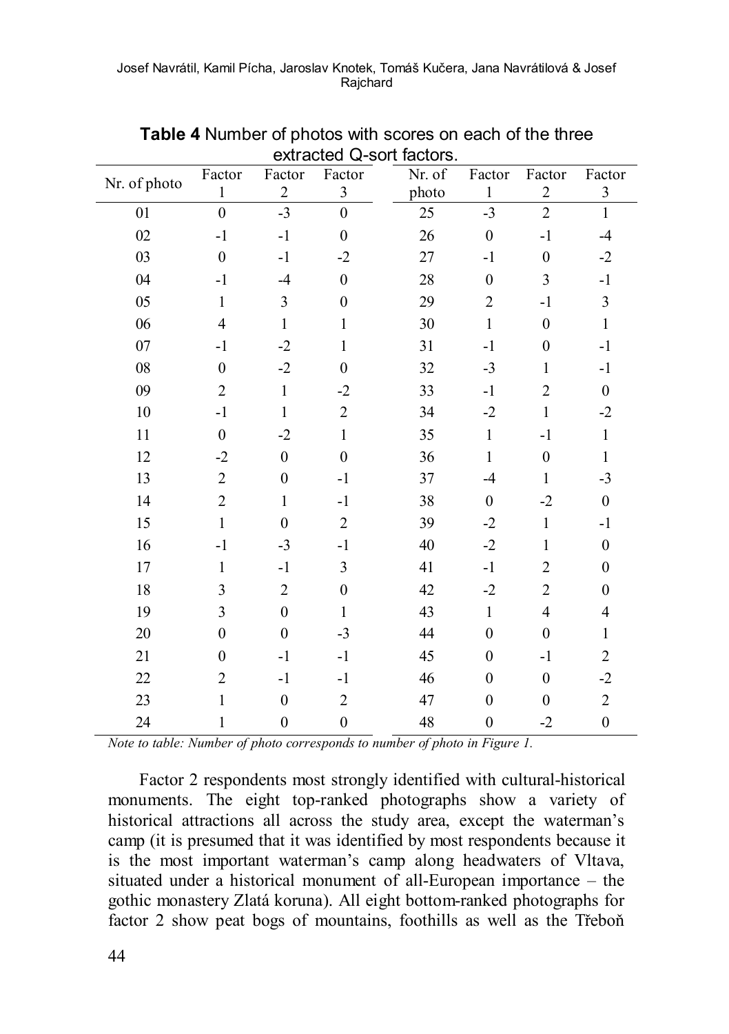**Table 4** Number of photos with scores on each of the three extracted Q-sort factors.

| Nr. of photo | Factor 1 | Factor 2 | Factor 3 | Nr. of photo | Factor 1 | Factor 2 | Factor 3 |
|---|---|---|---|---|---|---|---|
| 01 | 0 | -3 | 0 | 25 | -3 | 2 | 1 |
| 02 | -1 | -1 | 0 | 26 | 0 | -1 | -4 |
| 03 | 0 | -1 | -2 | 27 | -1 | 0 | -2 |
| 04 | -1 | -4 | 0 | 28 | 0 | 3 | -1 |
| 05 | 1 | 3 | 0 | 29 | 2 | -1 | 3 |
| 06 | 4 | 1 | 1 | 30 | 1 | 0 | 1 |
| 07 | -1 | -2 | 1 | 31 | -1 | 0 | -1 |
| 08 | 0 | -2 | 0 | 32 | -3 | 1 | -1 |
| 09 | 2 | 1 | -2 | 33 | -1 | 2 | 0 |
| 10 | -1 | 1 | 2 | 34 | -2 | 1 | -2 |
| 11 | 0 | -2 | 1 | 35 | 1 | -1 | 1 |
| 12 | -2 | 0 | 0 | 36 | 1 | 0 | 1 |
| 13 | 2 | 0 | -1 | 37 | -4 | 1 | -3 |
| 14 | 2 | 1 | -1 | 38 | 0 | -2 | 0 |
| 15 | 1 | 0 | 2 | 39 | -2 | 1 | -1 |
| 16 | -1 | -3 | -1 | 40 | -2 | 1 | 0 |
| 17 | 1 | -1 | 3 | 41 | -1 | 2 | 0 |
| 18 | 3 | 2 | 0 | 42 | -2 | 2 | 0 |
| 19 | 3 | 0 | 1 | 43 | 1 | 4 | 4 |
| 20 | 0 | 0 | -3 | 44 | 0 | 0 | 1 |
| 21 | 0 | -1 | -1 | 45 | 0 | -1 | 2 |
| 22 | 2 | -1 | -1 | 46 | 0 | 0 | -2 |
| 23 | 1 | 0 | 2 | 47 | 0 | 0 | 2 |
| 24 | 1 | 0 | 0 | 48 | 0 | -2 | 0 |

*Note to table: Number of photo corresponds to number of photo in Figure 1.*

Factor 2 respondents most strongly identified with cultural-historical monuments. The eight top-ranked photographs show a variety of historical attractions all across the study area, except the waterman's camp (it is presumed that it was identified by most respondents because it is the most important waterman's camp along headwaters of Vltava, situated under a historical monument of all-European importance – the gothic monastery Zlatá koruna). All eight bottom-ranked photographs for factor 2 show peat bogs of mountains, foothills as well as the Třeboň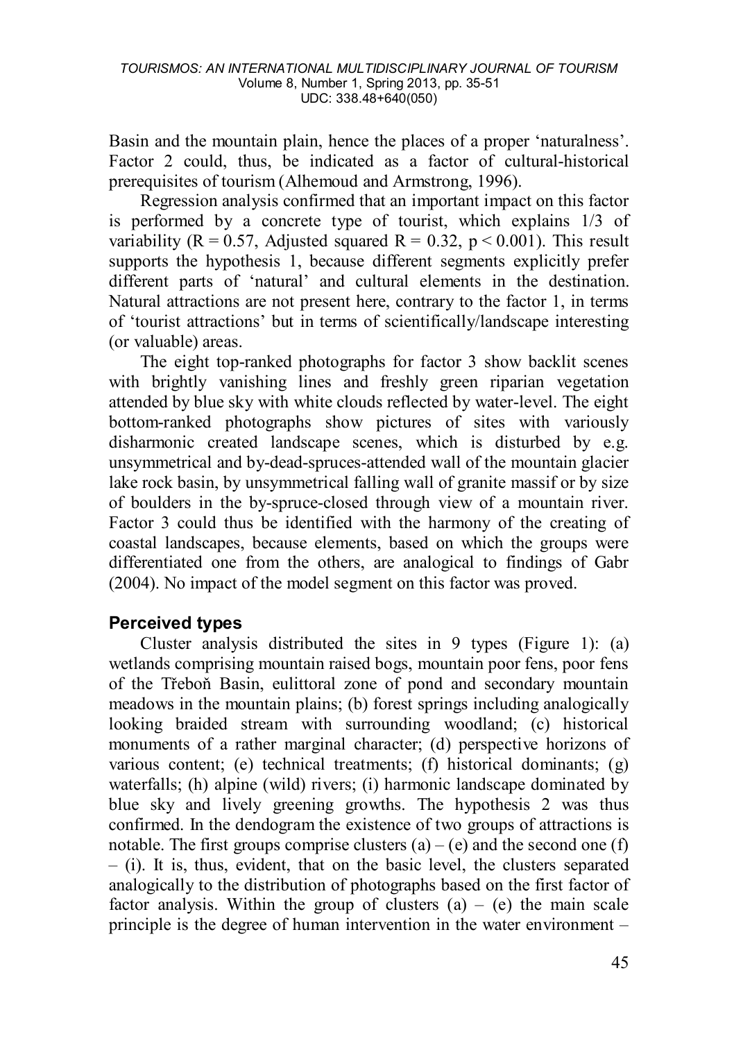Basin and the mountain plain, hence the places of a proper 'naturalness'. Factor 2 could, thus, be indicated as a factor of cultural-historical prerequisites of tourism (Alhemoud and Armstrong, 1996).

Regression analysis confirmed that an important impact on this factor is performed by a concrete type of tourist, which explains 1/3 of variability ($R = 0.57$, Adjusted squared $R = 0.32$, $p < 0.001$). This result supports the hypothesis 1, because different segments explicitly prefer different parts of 'natural' and cultural elements in the destination. Natural attractions are not present here, contrary to the factor 1, in terms of 'tourist attractions' but in terms of scientifically/landscape interesting (or valuable) areas.

The eight top-ranked photographs for factor 3 show backlit scenes with brightly vanishing lines and freshly green riparian vegetation attended by blue sky with white clouds reflected by water-level. The eight bottom-ranked photographs show pictures of sites with variously disharmonic created landscape scenes, which is disturbed by e.g. unsymmetrical and by-dead-spruces-attended wall of the mountain glacier lake rock basin, by unsymmetrical falling wall of granite massif or by size of boulders in the by-spruce-closed through view of a mountain river. Factor 3 could thus be identified with the harmony of the creating of coastal landscapes, because elements, based on which the groups were differentiated one from the others, are analogical to findings of Gabr (2004). No impact of the model segment on this factor was proved.

### Perceived types

Cluster analysis distributed the sites in 9 types (Figure 1): (a) wetlands comprising mountain raised bogs, mountain poor fens, poor fens of the Třeboň Basin, eulittoral zone of pond and secondary mountain meadows in the mountain plains; (b) forest springs including analogically looking braided stream with surrounding woodland; (c) historical monuments of a rather marginal character; (d) perspective horizons of various content; (e) technical treatments; (f) historical dominants; (g) waterfalls; (h) alpine (wild) rivers; (i) harmonic landscape dominated by blue sky and lively greening growths. The hypothesis 2 was thus confirmed. In the dendogram the existence of two groups of attractions is notable. The first groups comprise clusters (a) – (e) and the second one (f) – (i). It is, thus, evident, that on the basic level, the clusters separated analogically to the distribution of photographs based on the first factor of factor analysis. Within the group of clusters (a) – (e) the main scale principle is the degree of human intervention in the water environment –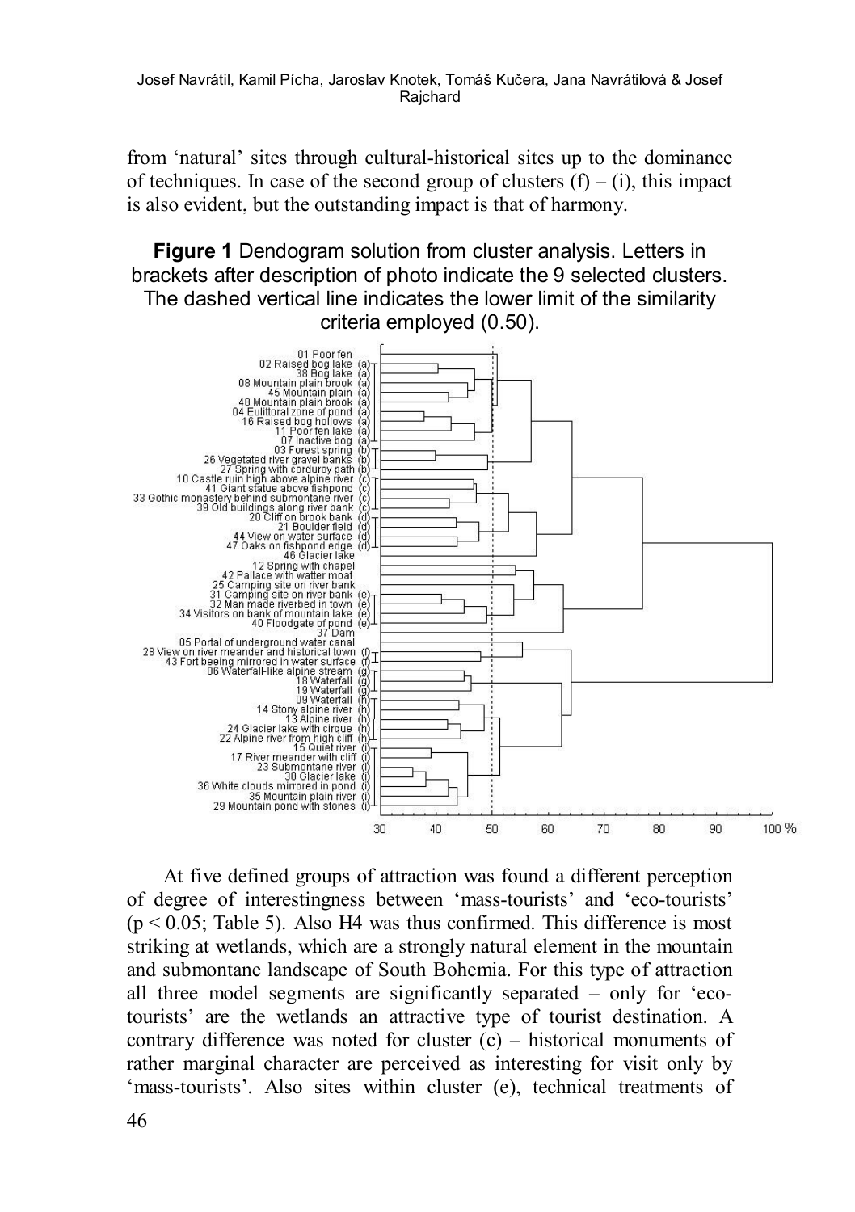from 'natural' sites through cultural-historical sites up to the dominance of techniques. In case of the second group of clusters (f) – (i), this impact is also evident, but the outstanding impact is that of harmony.

**Figure 1** Dendogram solution from cluster analysis. Letters in brackets after description of photo indicate the 9 selected clusters. The dashed vertical line indicates the lower limit of the similarity criteria employed (0.50).

01 Poor fen
02 Raised bog lake (a)
38 Bog lake (a)
08 Mountain plain brook (a)
45 Mountain plain (a)
48 Mountain plain brook (a)
04 Eulittoral zone of pond (a)
16 Raised bog hollows (a)
11 Poor fen lake (a)
07 Inactive bog (a)
03 Forest spring (b)
26 Vegetated river gravel banks (b)
27 Spring with corduroy path (b)
10 Castle ruin high above alpine river (c)
41 Giant statue above fishpond (c)
33 Gothic monastery behind submontane river (c)
39 Old buildings along river bank (c)
20 Cliff on brook bank (d)
21 Boulder field (d)
44 View on water surface (d)
47 Oaks on fishpond edge (d)
46 Glacier lake
12 Spring with chapel
42 Pallace with watter moat
25 Camping site on river bank
31 Camping site on river bank (e)
32 Man made riverbed in town (e)
34 Visitors on bank of mountain lake (e)
40 Floodgate of pond (e)
37 Dam
05 Portal of underground water canal
28 View on river meander and historical town (f)
43 Fort beeing mirrored in water surface (f)
06 Waterfall-like alpine stream (g)
18 Waterfall (g)
19 Waterfall (g)
09 Waterfall (h)
14 Stony alpine river (h)
13 Alpine river (h)
24 Glacier lake with cirque (h)
22 Alpine river from high cliff (h)
15 Quiet river (i)
17 River meander with cliff (i)
23 Submontane river (i)
30 Glacier lake (i)
36 White clouds mirrored in pond (i)
35 Mountain plain river (i)
29 Mountain pond with stones (i)

30 40 50 60 70 80 90 100 %

At five defined groups of attraction was found a different perception of degree of interestingness between 'mass-tourists' and 'eco-tourists' ($p < 0.05$; Table 5). Also H4 was thus confirmed. This difference is most striking at wetlands, which are a strongly natural element in the mountain and submontane landscape of South Bohemia. For this type of attraction all three model segments are significantly separated – only for 'eco-tourists' are the wetlands an attractive type of tourist destination. A contrary difference was noted for cluster (c) – historical monuments of rather marginal character are perceived as interesting for visit only by 'mass-tourists'. Also sites within cluster (e), technical treatments of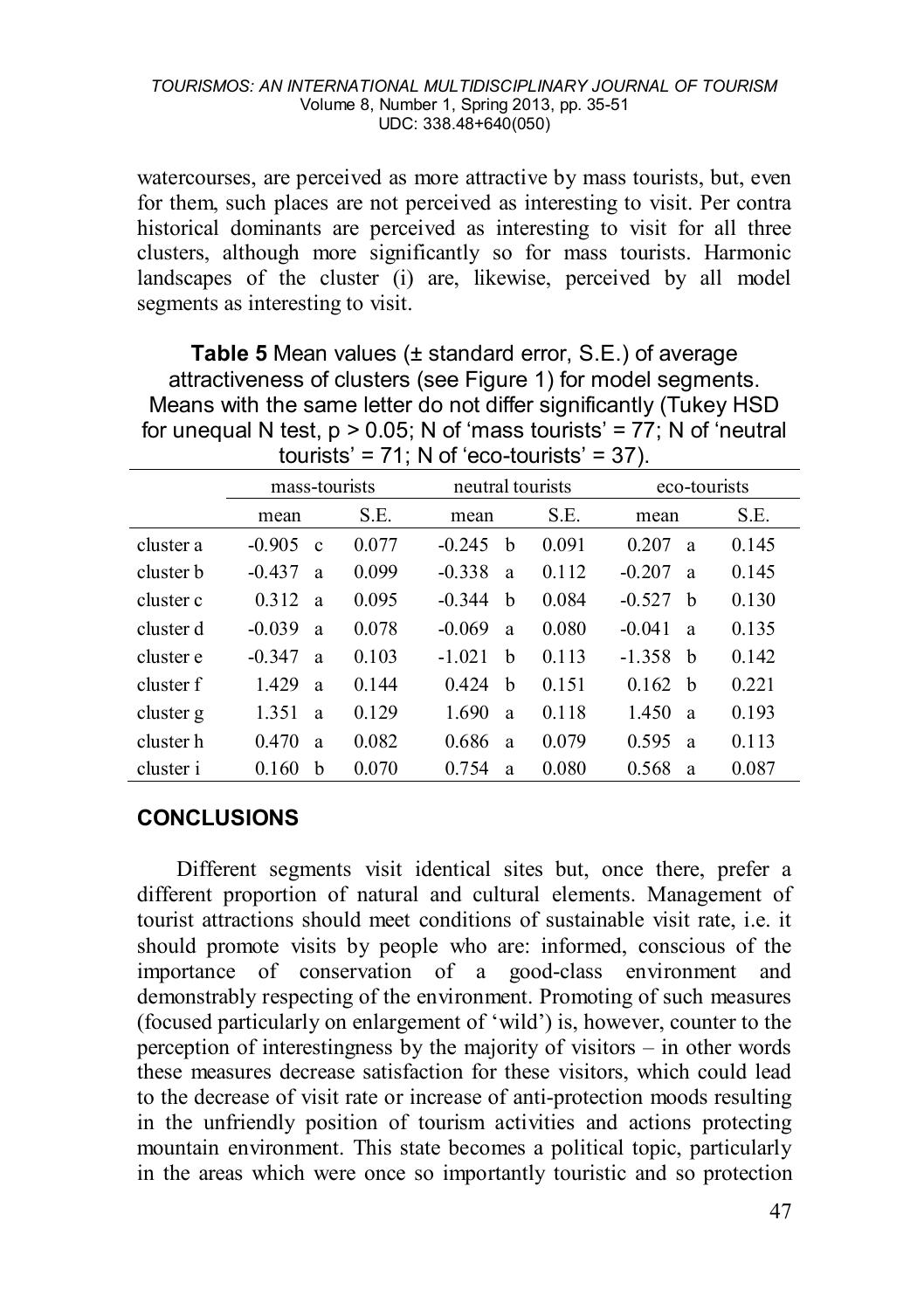watercourses, are perceived as more attractive by mass tourists, but, even for them, such places are not perceived as interesting to visit. Per contra historical dominants are perceived as interesting to visit for all three clusters, although more significantly so for mass tourists. Harmonic landscapes of the cluster (i) are, likewise, perceived by all model segments as interesting to visit.

**Table 5** Mean values (± standard error, S.E.) of average attractiveness of clusters (see Figure 1) for model segments. Means with the same letter do not differ significantly (Tukey HSD for unequal N test, $p > 0.05$; N of 'mass tourists' = 77; N of 'neutral tourists' = 71; N of 'eco-tourists' = 37).

| | mass-tourists | | | neutral tourists | | | eco-tourists | | |
|---|---|---|---|---|---|---|---|---|---|
| | mean | | S.E. | mean | | S.E. | mean | | S.E. |
| cluster a | -0.905 | c | 0.077 | -0.245 | b | 0.091 | 0.207 | a | 0.145 |
| cluster b | -0.437 | a | 0.099 | -0.338 | a | 0.112 | -0.207 | a | 0.145 |
| cluster c | 0.312 | a | 0.095 | -0.344 | b | 0.084 | -0.527 | b | 0.130 |
| cluster d | -0.039 | a | 0.078 | -0.069 | a | 0.080 | -0.041 | a | 0.135 |
| cluster e | -0.347 | a | 0.103 | -1.021 | b | 0.113 | -1.358 | b | 0.142 |
| cluster f | 1.429 | a | 0.144 | 0.424 | b | 0.151 | 0.162 | b | 0.221 |
| cluster g | 1.351 | a | 0.129 | 1.690 | a | 0.118 | 1.450 | a | 0.193 |
| cluster h | 0.470 | a | 0.082 | 0.686 | a | 0.079 | 0.595 | a | 0.113 |
| cluster i | 0.160 | b | 0.070 | 0.754 | a | 0.080 | 0.568 | a | 0.087 |

## CONCLUSIONS

Different segments visit identical sites but, once there, prefer a different proportion of natural and cultural elements. Management of tourist attractions should meet conditions of sustainable visit rate, i.e. it should promote visits by people who are: informed, conscious of the importance of conservation of a good-class environment and demonstrably respecting of the environment. Promoting of such measures (focused particularly on enlargement of 'wild') is, however, counter to the perception of interestingness by the majority of visitors – in other words these measures decrease satisfaction for these visitors, which could lead to the decrease of visit rate or increase of anti-protection moods resulting in the unfriendly position of tourism activities and actions protecting mountain environment. This state becomes a political topic, particularly in the areas which were once so importantly touristic and so protection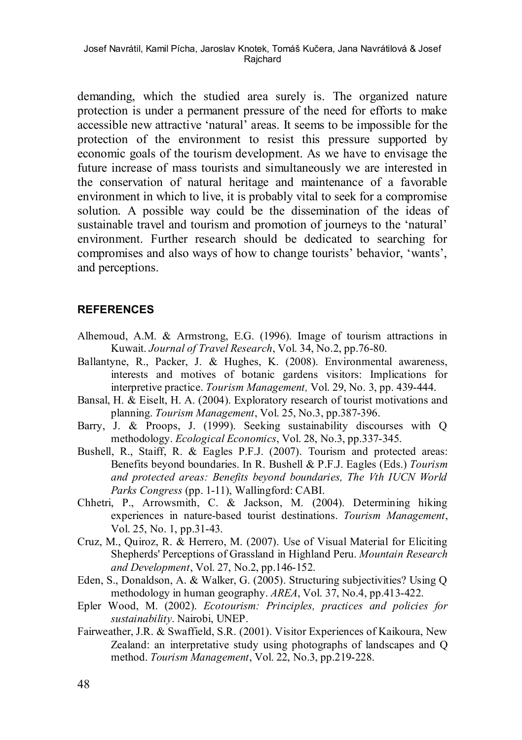demanding, which the studied area surely is. The organized nature protection is under a permanent pressure of the need for efforts to make accessible new attractive 'natural' areas. It seems to be impossible for the protection of the environment to resist this pressure supported by economic goals of the tourism development. As we have to envisage the future increase of mass tourists and simultaneously we are interested in the conservation of natural heritage and maintenance of a favorable environment in which to live, it is probably vital to seek for a compromise solution. A possible way could be the dissemination of the ideas of sustainable travel and tourism and promotion of journeys to the 'natural' environment. Further research should be dedicated to searching for compromises and also ways of how to change tourists' behavior, 'wants', and perceptions.

## REFERENCES

Alhemoud, A.M. & Armstrong, E.G. (1996). Image of tourism attractions in Kuwait. *Journal of Travel Research*, Vol. 34, No.2, pp.76-80.

Ballantyne, R., Packer, J. & Hughes, K. (2008). Environmental awareness, interests and motives of botanic gardens visitors: Implications for interpretive practice. *Tourism Management,* Vol. 29, No. 3, pp. 439-444.

Bansal, H. & Eiselt, H. A. (2004). Exploratory research of tourist motivations and planning. *Tourism Management*, Vol. 25, No.3, pp.387-396.

Barry, J. & Proops, J. (1999). Seeking sustainability discourses with Q methodology. *Ecological Economics*, Vol. 28, No.3, pp.337-345.

Bushell, R., Staiff, R. & Eagles P.F.J. (2007). Tourism and protected areas: Benefits beyond boundaries. In R. Bushell & P.F.J. Eagles (Eds.) *Tourism and protected areas: Benefits beyond boundaries, The Vth IUCN World Parks Congress* (pp. 1-11), Wallingford: CABI.

Chhetri, P., Arrowsmith, C. & Jackson, M. (2004). Determining hiking experiences in nature-based tourist destinations. *Tourism Management*, Vol. 25, No. 1, pp.31-43.

Cruz, M., Quiroz, R. & Herrero, M. (2007). Use of Visual Material for Eliciting Shepherds' Perceptions of Grassland in Highland Peru. *Mountain Research and Development*, Vol. 27, No.2, pp.146-152.

Eden, S., Donaldson, A. & Walker, G. (2005). Structuring subjectivities? Using Q methodology in human geography. *AREA*, Vol. 37, No.4, pp.413-422.

Epler Wood, M. (2002). *Ecotourism: Principles, practices and policies for sustainability*. Nairobi, UNEP.

Fairweather, J.R. & Swaffield, S.R. (2001). Visitor Experiences of Kaikoura, New Zealand: an interpretative study using photographs of landscapes and Q method. *Tourism Management*, Vol. 22, No.3, pp.219-228.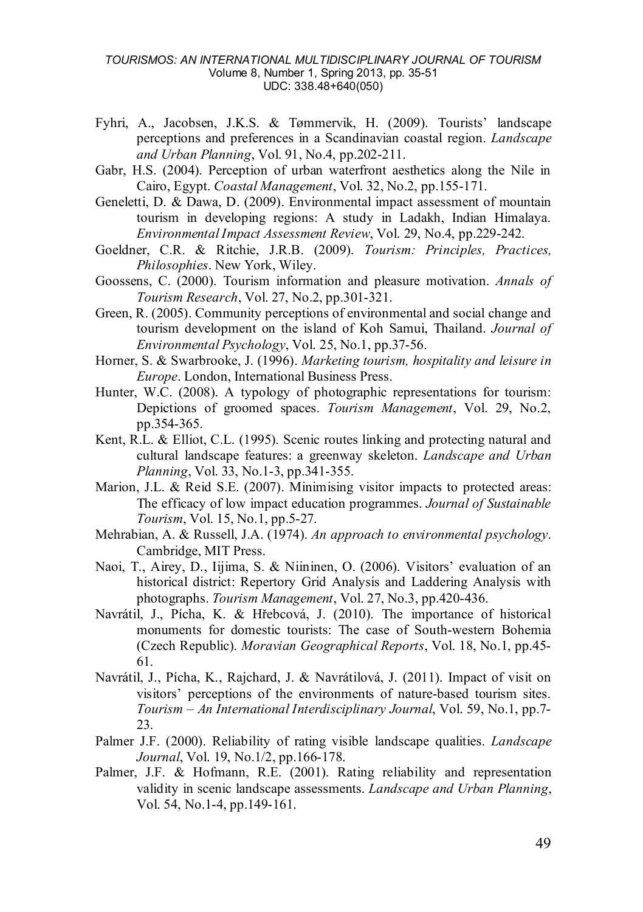Fyhri, A., Jacobsen, J.K.S. & Tømmervik, H. (2009). Tourists' landscape perceptions and preferences in a Scandinavian coastal region. *Landscape and Urban Planning*, Vol. 91, No.4, pp.202-211.

Gabr, H.S. (2004). Perception of urban waterfront aesthetics along the Nile in Cairo, Egypt. *Coastal Management*, Vol. 32, No.2, pp.155-171.

Geneletti, D. & Dawa, D. (2009). Environmental impact assessment of mountain tourism in developing regions: A study in Ladakh, Indian Himalaya. *Environmental Impact Assessment Review*, Vol. 29, No.4, pp.229-242.

Goeldner, C.R. & Ritchie, J.R.B. (2009). *Tourism: Principles, Practices, Philosophies*. New York, Wiley.

Goossens, C. (2000). Tourism information and pleasure motivation. *Annals of Tourism Research*, Vol. 27, No.2, pp.301-321.

Green, R. (2005). Community perceptions of environmental and social change and tourism development on the island of Koh Samui, Thailand. *Journal of Environmental Psychology*, Vol. 25, No.1, pp.37-56.

Horner, S. & Swarbrooke, J. (1996). *Marketing tourism, hospitality and leisure in Europe*. London, International Business Press.

Hunter, W.C. (2008). A typology of photographic representations for tourism: Depictions of groomed spaces. *Tourism Management*, Vol. 29, No.2, pp.354-365.

Kent, R.L. & Elliot, C.L. (1995). Scenic routes linking and protecting natural and cultural landscape features: a greenway skeleton. *Landscape and Urban Planning*, Vol. 33, No.1-3, pp.341-355.

Marion, J.L. & Reid S.E. (2007). Minimising visitor impacts to protected areas: The efficacy of low impact education programmes. *Journal of Sustainable Tourism*, Vol. 15, No.1, pp.5-27.

Mehrabian, A. & Russell, J.A. (1974). *An approach to environmental psychology*. Cambridge, MIT Press.

Naoi, T., Airey, D., Iijima, S. & Niininen, O. (2006). Visitors' evaluation of an historical district: Repertory Grid Analysis and Laddering Analysis with photographs. *Tourism Management*, Vol. 27, No.3, pp.420-436.

Navrátil, J., Pícha, K. & Hřebcová, J. (2010). The importance of historical monuments for domestic tourists: The case of South-western Bohemia (Czech Republic). *Moravian Geographical Reports*, Vol. 18, No.1, pp.45-61.

Navrátil, J., Pícha, K., Rajchard, J. & Navrátilová, J. (2011). Impact of visit on visitors' perceptions of the environments of nature-based tourism sites. *Tourism – An International Interdisciplinary Journal*, Vol. 59, No.1, pp.7-23.

Palmer J.F. (2000). Reliability of rating visible landscape qualities. *Landscape Journal*, Vol. 19, No.1/2, pp.166-178.

Palmer, J.F. & Hofmann, R.E. (2001). Rating reliability and representation validity in scenic landscape assessments. *Landscape and Urban Planning*, Vol. 54, No.1-4, pp.149-161.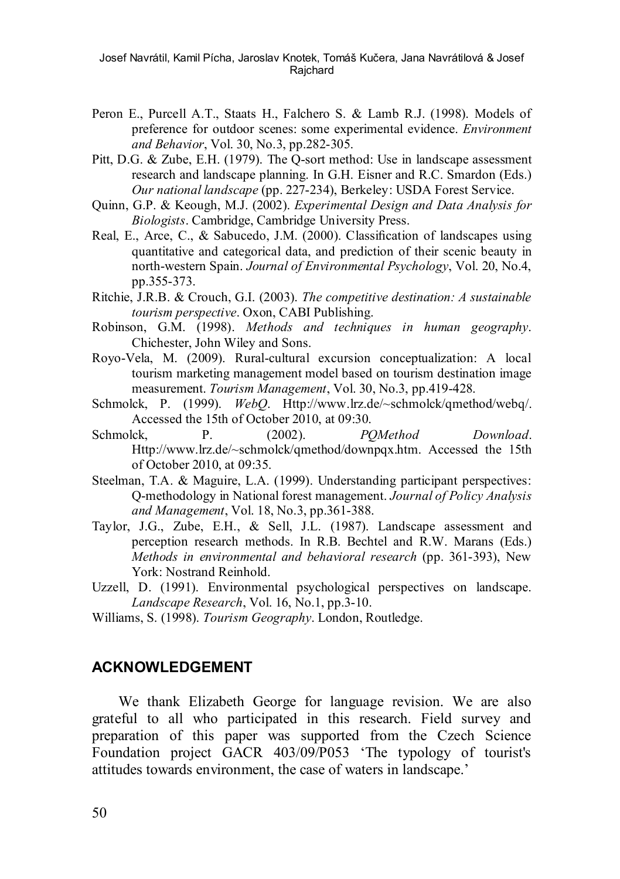Peron E., Purcell A.T., Staats H., Falchero S. & Lamb R.J. (1998). Models of preference for outdoor scenes: some experimental evidence. *Environment and Behavior*, Vol. 30, No.3, pp.282-305.

Pitt, D.G. & Zube, E.H. (1979). The Q-sort method: Use in landscape assessment research and landscape planning. In G.H. Eisner and R.C. Smardon (Eds.) *Our national landscape* (pp. 227-234), Berkeley: USDA Forest Service.

Quinn, G.P. & Keough, M.J. (2002). *Experimental Design and Data Analysis for Biologists*. Cambridge, Cambridge University Press.

Real, E., Arce, C., & Sabucedo, J.M. (2000). Classification of landscapes using quantitative and categorical data, and prediction of their scenic beauty in north-western Spain. *Journal of Environmental Psychology*, Vol. 20, No.4, pp.355-373.

Ritchie, J.R.B. & Crouch, G.I. (2003). *The competitive destination: A sustainable tourism perspective*. Oxon, CABI Publishing.

Robinson, G.M. (1998). *Methods and techniques in human geography*. Chichester, John Wiley and Sons.

Royo-Vela, M. (2009). Rural-cultural excursion conceptualization: A local tourism marketing management model based on tourism destination image measurement. *Tourism Management*, Vol. 30, No.3, pp.419-428.

Schmolck, P. (1999). *WebQ*. Http://www.lrz.de/~schmolck/qmethod/webq/. Accessed the 15th of October 2010, at 09:30.

Schmolck, P. (2002). *PQMethod Download*. Http://www.lrz.de/~schmolck/qmethod/downpqx.htm. Accessed the 15th of October 2010, at 09:35.

Steelman, T.A. & Maguire, L.A. (1999). Understanding participant perspectives: Q-methodology in National forest management. *Journal of Policy Analysis and Management*, Vol. 18, No.3, pp.361-388.

Taylor, J.G., Zube, E.H., & Sell, J.L. (1987). Landscape assessment and perception research methods. In R.B. Bechtel and R.W. Marans (Eds.) *Methods in environmental and behavioral research* (pp. 361-393), New York: Nostrand Reinhold.

Uzzell, D. (1991). Environmental psychological perspectives on landscape. *Landscape Research*, Vol. 16, No.1, pp.3-10.

Williams, S. (1998). *Tourism Geography*. London, Routledge.

## ACKNOWLEDGEMENT

We thank Elizabeth George for language revision. We are also grateful to all who participated in this research. Field survey and preparation of this paper was supported from the Czech Science Foundation project GACR 403/09/P053 'The typology of tourist's attitudes towards environment, the case of waters in landscape.'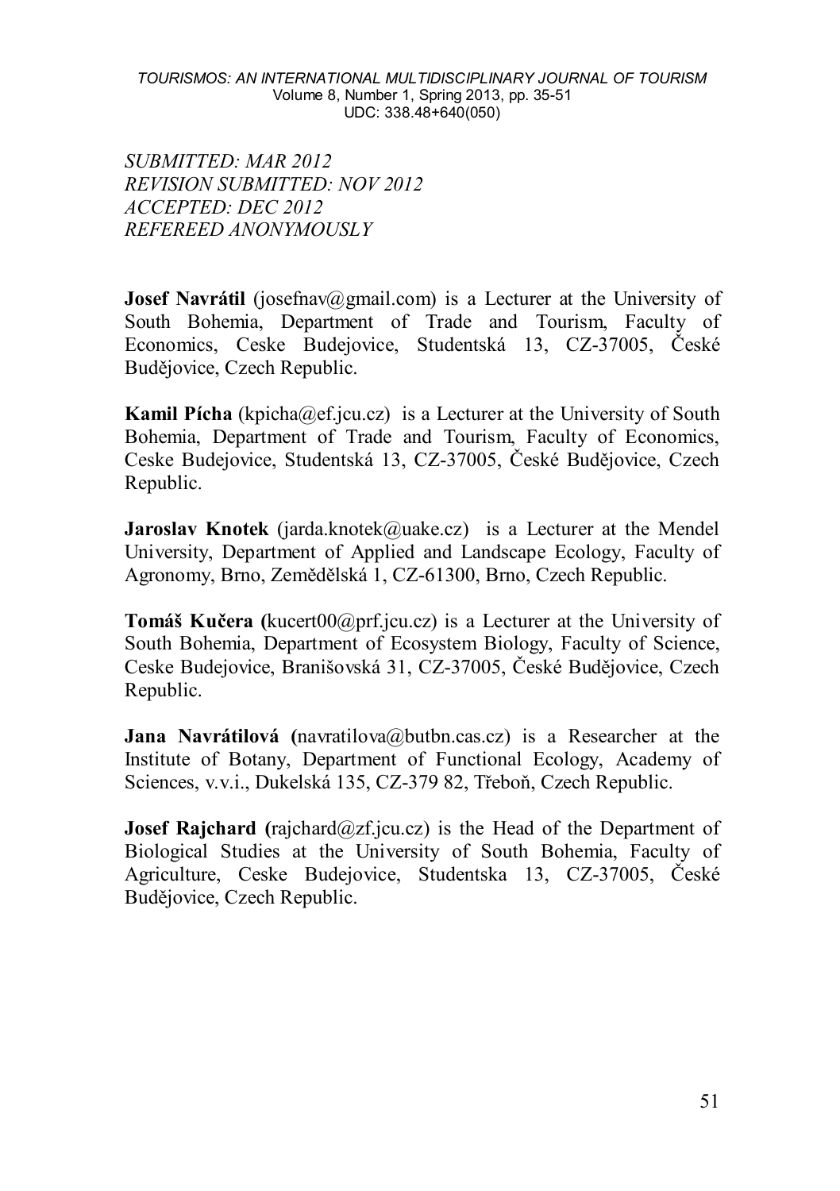*SUBMITTED: MAR 2012*
*REVISION SUBMITTED: NOV 2012*
*ACCEPTED: DEC 2012*
*REFEREED ANONYMOUSLY*

**Josef Navrátil** (josefnav@gmail.com) is a Lecturer at the University of South Bohemia, Department of Trade and Tourism, Faculty of Economics, Ceske Budejovice, Studentská 13, CZ-37005, České Budějovice, Czech Republic.

**Kamil Pícha** (kpicha@ef.jcu.cz) is a Lecturer at the University of South Bohemia, Department of Trade and Tourism, Faculty of Economics, Ceske Budejovice, Studentská 13, CZ-37005, České Budějovice, Czech Republic.

**Jaroslav Knotek** (jarda.knotek@uake.cz) is a Lecturer at the Mendel University, Department of Applied and Landscape Ecology, Faculty of Agronomy, Brno, Zemědělská 1, CZ-61300, Brno, Czech Republic.

**Tomáš Kučera (**kucert00@prf.jcu.cz) is a Lecturer at the University of South Bohemia, Department of Ecosystem Biology, Faculty of Science, Ceske Budejovice, Branišovská 31, CZ-37005, České Budějovice, Czech Republic.

**Jana Navrátilová (**navratilova@butbn.cas.cz) is a Researcher at the Institute of Botany, Department of Functional Ecology, Academy of Sciences, v.v.i., Dukelská 135, CZ-379 82, Třeboň, Czech Republic.

**Josef Rajchard (**rajchard@zf.jcu.cz) is the Head of the Department of Biological Studies at the University of South Bohemia, Faculty of Agriculture, Ceske Budejovice, Studentska 13, CZ-37005, České Budějovice, Czech Republic.